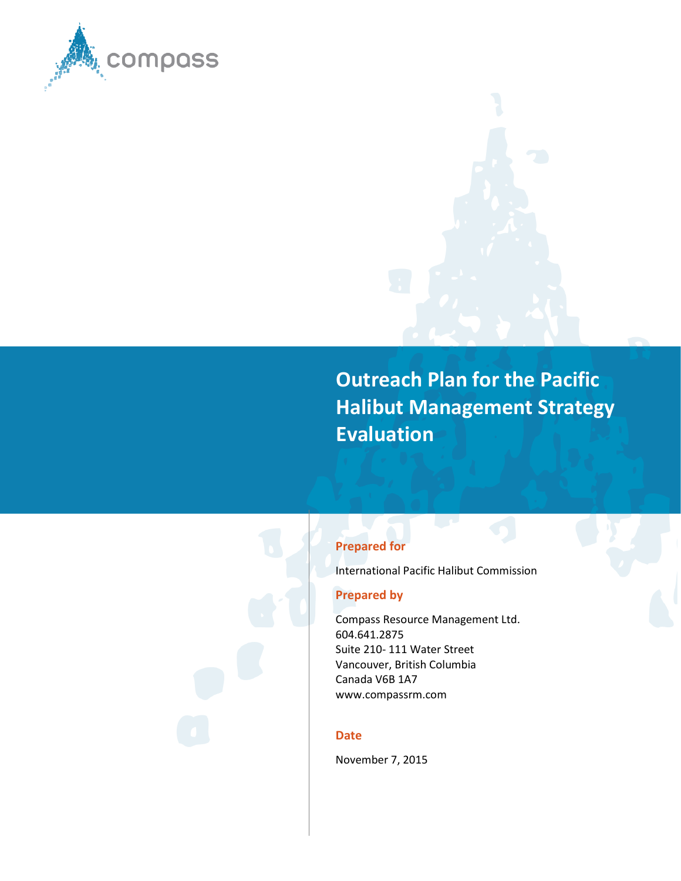compass

# Outreach Plan for the Pacific Halibut Management Strategy Evaluation

**Prepared for**

International Pacific Halibut Commission

**Prepared by**

Compass Resource Management Ltd.
604.641.2875
Suite 210- 111 Water Street
Vancouver, British Columbia
Canada V6B 1A7
www.compassrm.com

**Date**

November 7, 2015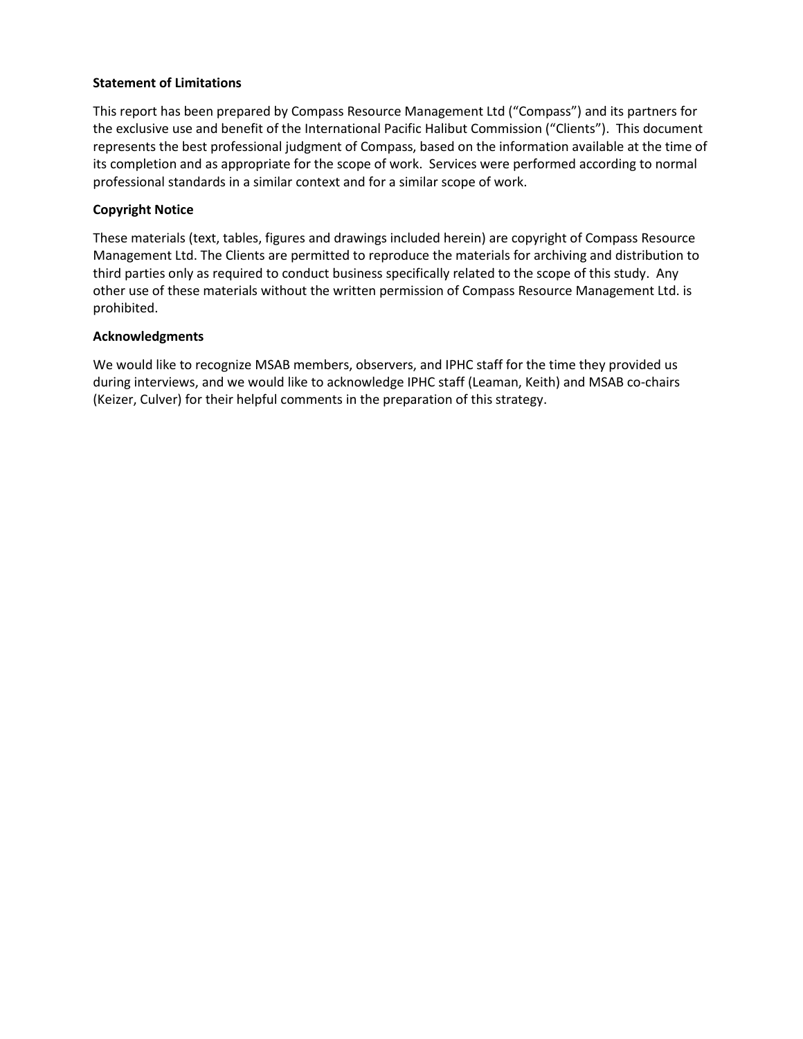**Statement of Limitations**

This report has been prepared by Compass Resource Management Ltd ("Compass") and its partners for the exclusive use and benefit of the International Pacific Halibut Commission ("Clients"). This document represents the best professional judgment of Compass, based on the information available at the time of its completion and as appropriate for the scope of work. Services were performed according to normal professional standards in a similar context and for a similar scope of work.

**Copyright Notice**

These materials (text, tables, figures and drawings included herein) are copyright of Compass Resource Management Ltd. The Clients are permitted to reproduce the materials for archiving and distribution to third parties only as required to conduct business specifically related to the scope of this study. Any other use of these materials without the written permission of Compass Resource Management Ltd. is prohibited.

**Acknowledgments**

We would like to recognize MSAB members, observers, and IPHC staff for the time they provided us during interviews, and we would like to acknowledge IPHC staff (Leaman, Keith) and MSAB co-chairs (Keizer, Culver) for their helpful comments in the preparation of this strategy.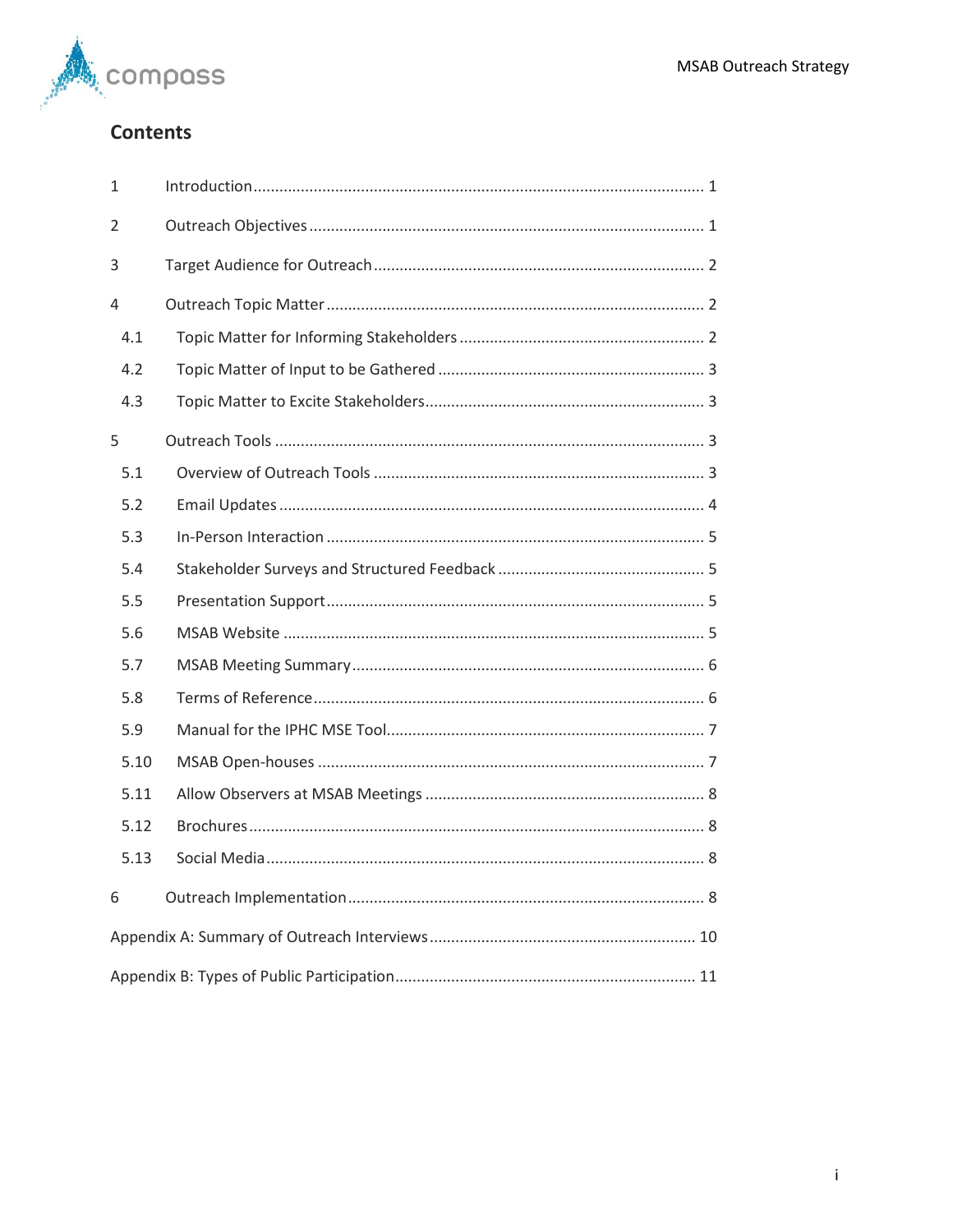# Contents

1 Introduction ........ 1

2 Outreach Objectives ........ 1

3 Target Audience for Outreach ........ 2

4 Outreach Topic Matter ........ 2

- 4.1 Topic Matter for Informing Stakeholders ........ 2
- 4.2 Topic Matter of Input to be Gathered ........ 3
- 4.3 Topic Matter to Excite Stakeholders ........ 3

5 Outreach Tools ........ 3

- 5.1 Overview of Outreach Tools ........ 3
- 5.2 Email Updates ........ 4
- 5.3 In-Person Interaction ........ 5
- 5.4 Stakeholder Surveys and Structured Feedback ........ 5
- 5.5 Presentation Support ........ 5
- 5.6 MSAB Website ........ 5
- 5.7 MSAB Meeting Summary ........ 6
- 5.8 Terms of Reference ........ 6
- 5.9 Manual for the IPHC MSE Tool ........ 7
- 5.10 MSAB Open-houses ........ 7
- 5.11 Allow Observers at MSAB Meetings ........ 8
- 5.12 Brochures ........ 8
- 5.13 Social Media ........ 8

6 Outreach Implementation ........ 8

Appendix A: Summary of Outreach Interviews ........ 10

Appendix B: Types of Public Participation ........ 11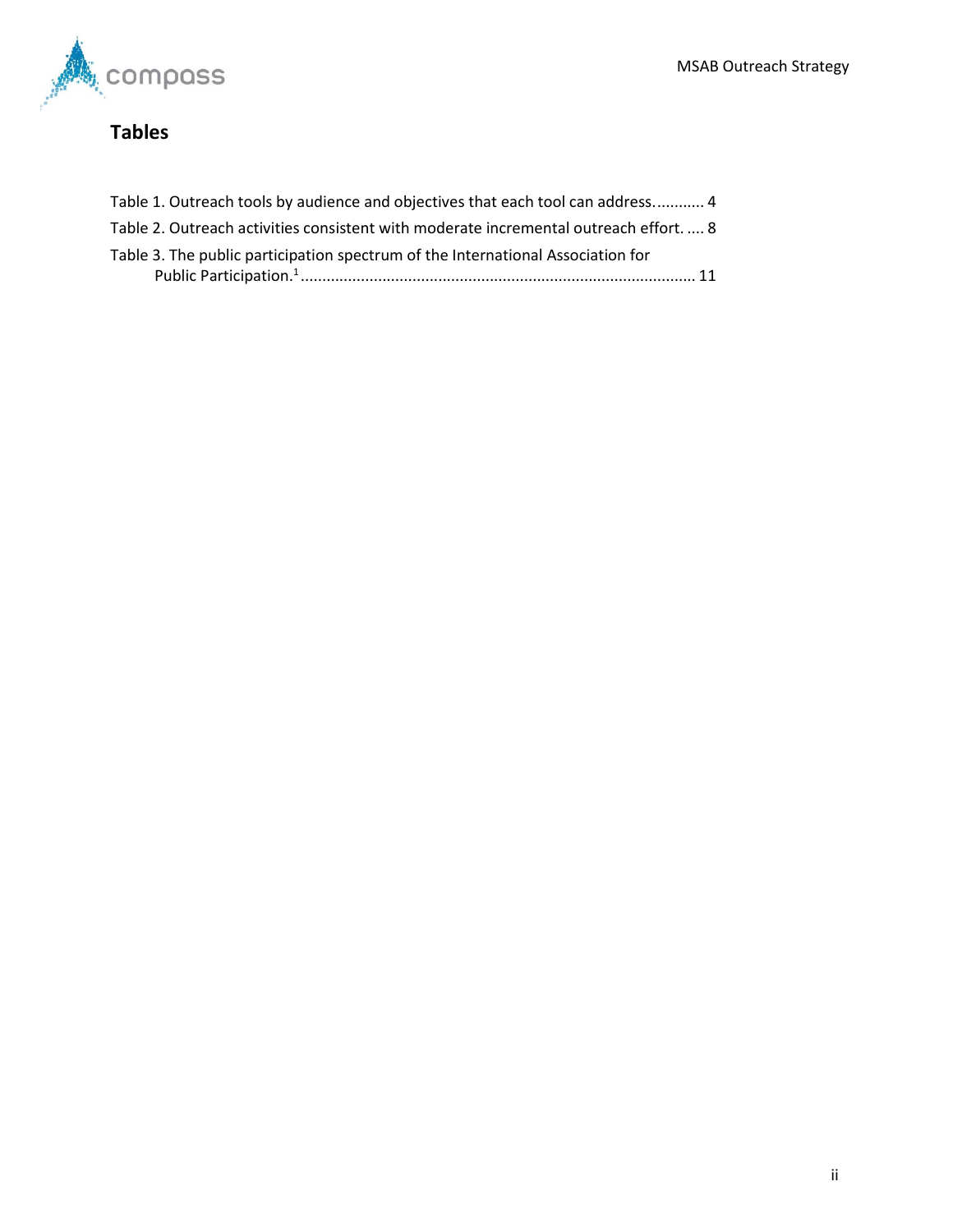## Tables

Table 1. Outreach tools by audience and objectives that each tool can address........... 4

Table 2. Outreach activities consistent with moderate incremental outreach effort. .... 8

Table 3. The public participation spectrum of the International Association for Public Participation.[1] ........................................................................................... 11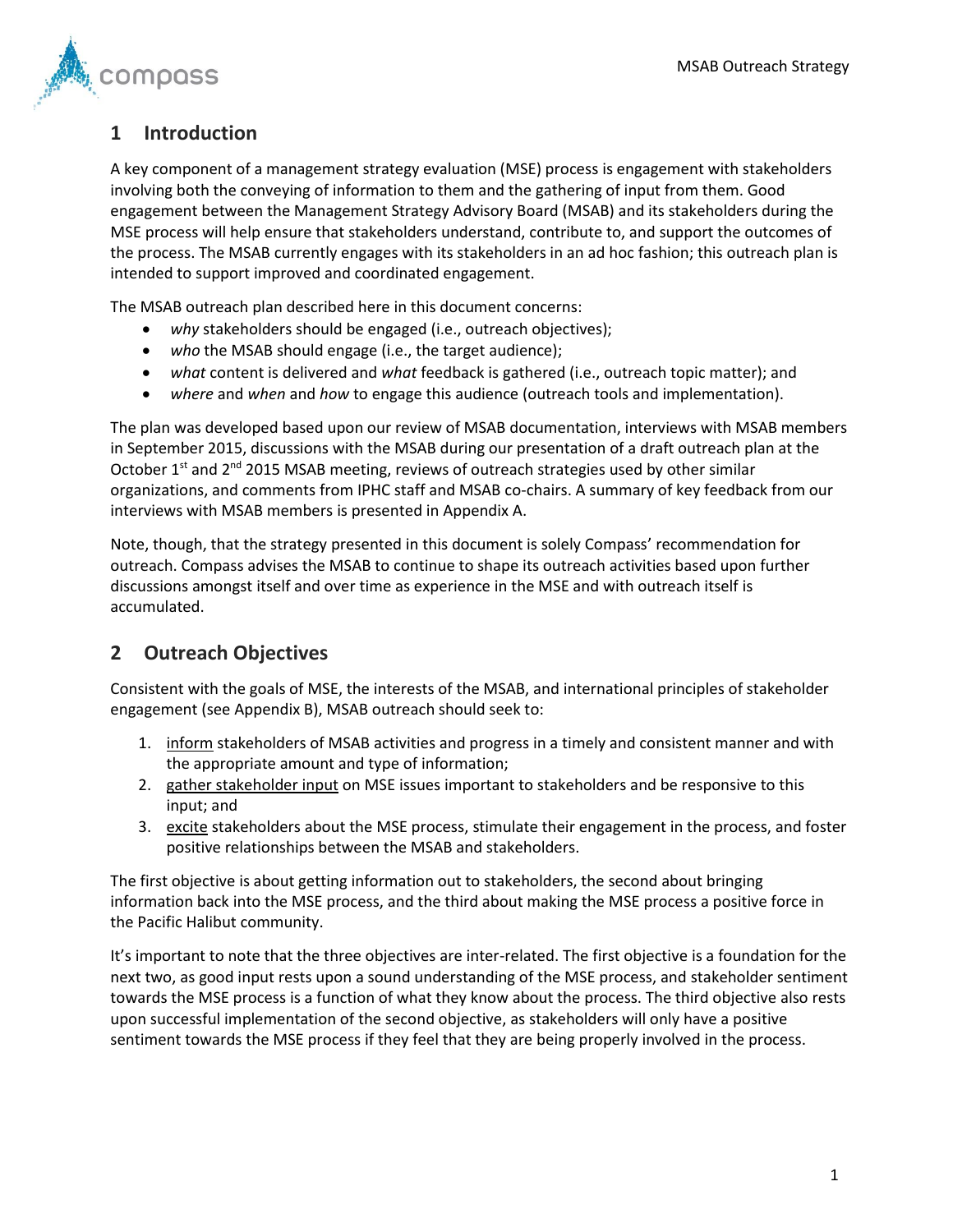# 1 Introduction

A key component of a management strategy evaluation (MSE) process is engagement with stakeholders involving both the conveying of information to them and the gathering of input from them. Good engagement between the Management Strategy Advisory Board (MSAB) and its stakeholders during the MSE process will help ensure that stakeholders understand, contribute to, and support the outcomes of the process. The MSAB currently engages with its stakeholders in an ad hoc fashion; this outreach plan is intended to support improved and coordinated engagement.

The MSAB outreach plan described here in this document concerns:

- *why* stakeholders should be engaged (i.e., outreach objectives);
- *who* the MSAB should engage (i.e., the target audience);
- *what* content is delivered and *what* feedback is gathered (i.e., outreach topic matter); and
- *where* and *when* and *how* to engage this audience (outreach tools and implementation).

The plan was developed based upon our review of MSAB documentation, interviews with MSAB members in September 2015, discussions with the MSAB during our presentation of a draft outreach plan at the October 1st and 2nd 2015 MSAB meeting, reviews of outreach strategies used by other similar organizations, and comments from IPHC staff and MSAB co-chairs. A summary of key feedback from our interviews with MSAB members is presented in Appendix A.

Note, though, that the strategy presented in this document is solely Compass' recommendation for outreach. Compass advises the MSAB to continue to shape its outreach activities based upon further discussions amongst itself and over time as experience in the MSE and with outreach itself is accumulated.

# 2 Outreach Objectives

Consistent with the goals of MSE, the interests of the MSAB, and international principles of stakeholder engagement (see Appendix B), MSAB outreach should seek to:

1. inform stakeholders of MSAB activities and progress in a timely and consistent manner and with the appropriate amount and type of information;
2. gather stakeholder input on MSE issues important to stakeholders and be responsive to this input; and
3. excite stakeholders about the MSE process, stimulate their engagement in the process, and foster positive relationships between the MSAB and stakeholders.

The first objective is about getting information out to stakeholders, the second about bringing information back into the MSE process, and the third about making the MSE process a positive force in the Pacific Halibut community.

It's important to note that the three objectives are inter-related. The first objective is a foundation for the next two, as good input rests upon a sound understanding of the MSE process, and stakeholder sentiment towards the MSE process is a function of what they know about the process. The third objective also rests upon successful implementation of the second objective, as stakeholders will only have a positive sentiment towards the MSE process if they feel that they are being properly involved in the process.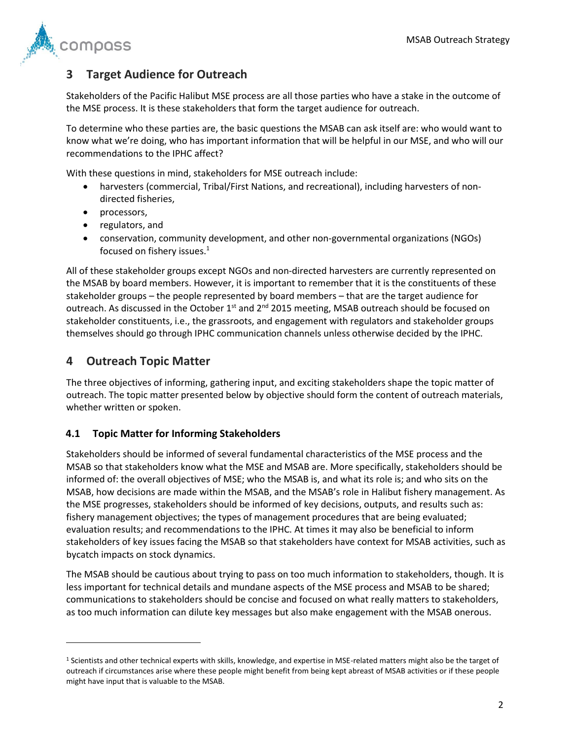## 3 Target Audience for Outreach

Stakeholders of the Pacific Halibut MSE process are all those parties who have a stake in the outcome of the MSE process. It is these stakeholders that form the target audience for outreach.

To determine who these parties are, the basic questions the MSAB can ask itself are: who would want to know what we're doing, who has important information that will be helpful in our MSE, and who will our recommendations to the IPHC affect?

With these questions in mind, stakeholders for MSE outreach include:

- harvesters (commercial, Tribal/First Nations, and recreational), including harvesters of non-directed fisheries,
- processors,
- regulators, and
- conservation, community development, and other non-governmental organizations (NGOs) focused on fishery issues.[1]

All of these stakeholder groups except NGOs and non-directed harvesters are currently represented on the MSAB by board members. However, it is important to remember that it is the constituents of these stakeholder groups – the people represented by board members – that are the target audience for outreach. As discussed in the October 1st and 2nd 2015 meeting, MSAB outreach should be focused on stakeholder constituents, i.e., the grassroots, and engagement with regulators and stakeholder groups themselves should go through IPHC communication channels unless otherwise decided by the IPHC.

## 4 Outreach Topic Matter

The three objectives of informing, gathering input, and exciting stakeholders shape the topic matter of outreach. The topic matter presented below by objective should form the content of outreach materials, whether written or spoken.

### 4.1 Topic Matter for Informing Stakeholders

Stakeholders should be informed of several fundamental characteristics of the MSE process and the MSAB so that stakeholders know what the MSE and MSAB are. More specifically, stakeholders should be informed of: the overall objectives of MSE; who the MSAB is, and what its role is; and who sits on the MSAB, how decisions are made within the MSAB, and the MSAB's role in Halibut fishery management. As the MSE progresses, stakeholders should be informed of key decisions, outputs, and results such as: fishery management objectives; the types of management procedures that are being evaluated; evaluation results; and recommendations to the IPHC. At times it may also be beneficial to inform stakeholders of key issues facing the MSAB so that stakeholders have context for MSAB activities, such as bycatch impacts on stock dynamics.

The MSAB should be cautious about trying to pass on too much information to stakeholders, though. It is less important for technical details and mundane aspects of the MSE process and MSAB to be shared; communications to stakeholders should be concise and focused on what really matters to stakeholders, as too much information can dilute key messages but also make engagement with the MSAB onerous.

[1] Scientists and other technical experts with skills, knowledge, and expertise in MSE-related matters might also be the target of outreach if circumstances arise where these people might benefit from being kept abreast of MSAB activities or if these people might have input that is valuable to the MSAB.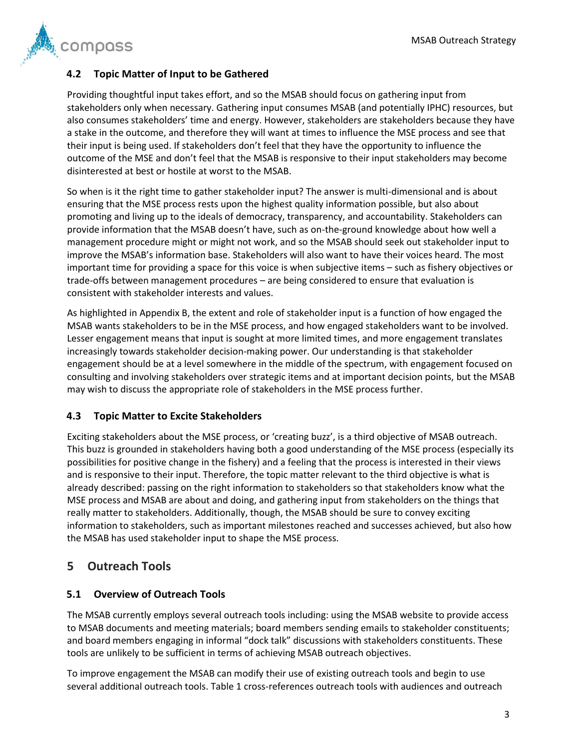### 4.2 Topic Matter of Input to be Gathered

Providing thoughtful input takes effort, and so the MSAB should focus on gathering input from stakeholders only when necessary. Gathering input consumes MSAB (and potentially IPHC) resources, but also consumes stakeholders' time and energy. However, stakeholders are stakeholders because they have a stake in the outcome, and therefore they will want at times to influence the MSE process and see that their input is being used. If stakeholders don't feel that they have the opportunity to influence the outcome of the MSE and don't feel that the MSAB is responsive to their input stakeholders may become disinterested at best or hostile at worst to the MSAB.

So when is it the right time to gather stakeholder input? The answer is multi-dimensional and is about ensuring that the MSE process rests upon the highest quality information possible, but also about promoting and living up to the ideals of democracy, transparency, and accountability. Stakeholders can provide information that the MSAB doesn't have, such as on-the-ground knowledge about how well a management procedure might or might not work, and so the MSAB should seek out stakeholder input to improve the MSAB's information base. Stakeholders will also want to have their voices heard. The most important time for providing a space for this voice is when subjective items – such as fishery objectives or trade-offs between management procedures – are being considered to ensure that evaluation is consistent with stakeholder interests and values.

As highlighted in Appendix B, the extent and role of stakeholder input is a function of how engaged the MSAB wants stakeholders to be in the MSE process, and how engaged stakeholders want to be involved. Lesser engagement means that input is sought at more limited times, and more engagement translates increasingly towards stakeholder decision-making power. Our understanding is that stakeholder engagement should be at a level somewhere in the middle of the spectrum, with engagement focused on consulting and involving stakeholders over strategic items and at important decision points, but the MSAB may wish to discuss the appropriate role of stakeholders in the MSE process further.

### 4.3 Topic Matter to Excite Stakeholders

Exciting stakeholders about the MSE process, or 'creating buzz', is a third objective of MSAB outreach. This buzz is grounded in stakeholders having both a good understanding of the MSE process (especially its possibilities for positive change in the fishery) and a feeling that the process is interested in their views and is responsive to their input. Therefore, the topic matter relevant to the third objective is what is already described: passing on the right information to stakeholders so that stakeholders know what the MSE process and MSAB are about and doing, and gathering input from stakeholders on the things that really matter to stakeholders. Additionally, though, the MSAB should be sure to convey exciting information to stakeholders, such as important milestones reached and successes achieved, but also how the MSAB has used stakeholder input to shape the MSE process.

## 5 Outreach Tools

### 5.1 Overview of Outreach Tools

The MSAB currently employs several outreach tools including: using the MSAB website to provide access to MSAB documents and meeting materials; board members sending emails to stakeholder constituents; and board members engaging in informal "dock talk" discussions with stakeholders constituents. These tools are unlikely to be sufficient in terms of achieving MSAB outreach objectives.

To improve engagement the MSAB can modify their use of existing outreach tools and begin to use several additional outreach tools. Table 1 cross-references outreach tools with audiences and outreach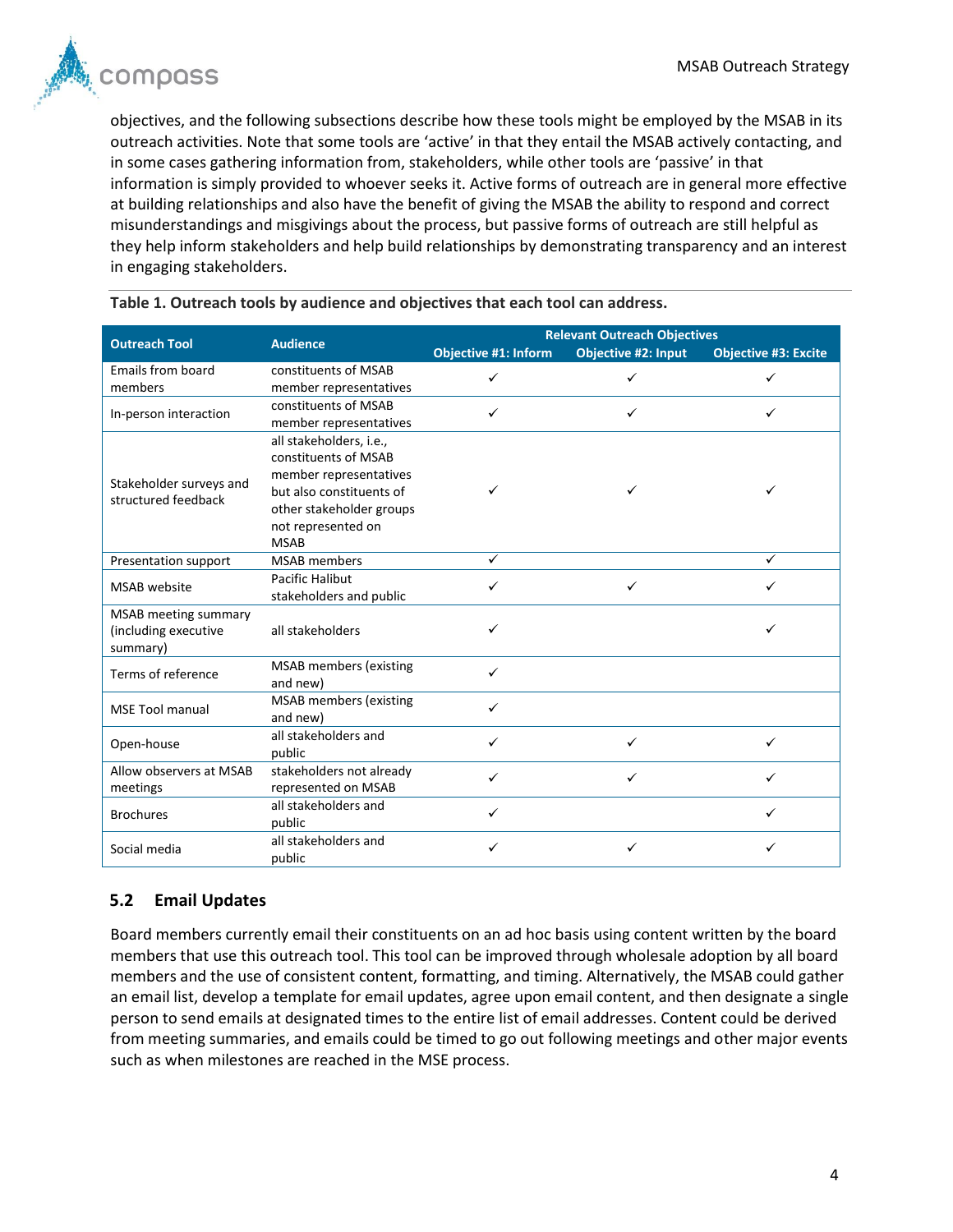objectives, and the following subsections describe how these tools might be employed by the MSAB in its outreach activities. Note that some tools are 'active' in that they entail the MSAB actively contacting, and in some cases gathering information from, stakeholders, while other tools are 'passive' in that information is simply provided to whoever seeks it. Active forms of outreach are in general more effective at building relationships and also have the benefit of giving the MSAB the ability to respond and correct misunderstandings and misgivings about the process, but passive forms of outreach are still helpful as they help inform stakeholders and help build relationships by demonstrating transparency and an interest in engaging stakeholders.

**Table 1. Outreach tools by audience and objectives that each tool can address.**

| Outreach Tool | Audience | Relevant Outreach Objectives | | |
|---|---|---|---|---|
| | | Objective #1: Inform | Objective #2: Input | Objective #3: Excite |
| Emails from board members | constituents of MSAB member representatives | ✓ | ✓ | ✓ |
| In-person interaction | constituents of MSAB member representatives | ✓ | ✓ | ✓ |
| Stakeholder surveys and structured feedback | all stakeholders, i.e., constituents of MSAB member representatives but also constituents of other stakeholder groups not represented on MSAB | ✓ | ✓ | ✓ |
| Presentation support | MSAB members | ✓ | | ✓ |
| MSAB website | Pacific Halibut stakeholders and public | ✓ | ✓ | ✓ |
| MSAB meeting summary (including executive summary) | all stakeholders | ✓ | | ✓ |
| Terms of reference | MSAB members (existing and new) | ✓ | | |
| MSE Tool manual | MSAB members (existing and new) | ✓ | | |
| Open-house | all stakeholders and public | ✓ | ✓ | ✓ |
| Allow observers at MSAB meetings | stakeholders not already represented on MSAB | ✓ | ✓ | ✓ |
| Brochures | all stakeholders and public | ✓ | | ✓ |
| Social media | all stakeholders and public | ✓ | ✓ | ✓ |

## 5.2 Email Updates

Board members currently email their constituents on an ad hoc basis using content written by the board members that use this outreach tool. This tool can be improved through wholesale adoption by all board members and the use of consistent content, formatting, and timing. Alternatively, the MSAB could gather an email list, develop a template for email updates, agree upon email content, and then designate a single person to send emails at designated times to the entire list of email addresses. Content could be derived from meeting summaries, and emails could be timed to go out following meetings and other major events such as when milestones are reached in the MSE process.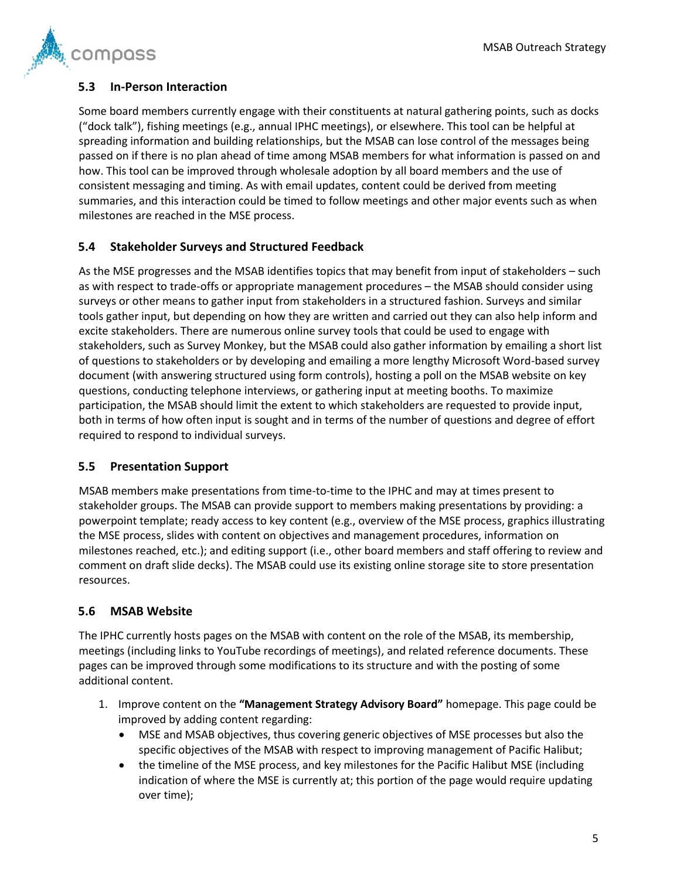### 5.3 In-Person Interaction

Some board members currently engage with their constituents at natural gathering points, such as docks ("dock talk"), fishing meetings (e.g., annual IPHC meetings), or elsewhere. This tool can be helpful at spreading information and building relationships, but the MSAB can lose control of the messages being passed on if there is no plan ahead of time among MSAB members for what information is passed on and how. This tool can be improved through wholesale adoption by all board members and the use of consistent messaging and timing. As with email updates, content could be derived from meeting summaries, and this interaction could be timed to follow meetings and other major events such as when milestones are reached in the MSE process.

### 5.4 Stakeholder Surveys and Structured Feedback

As the MSE progresses and the MSAB identifies topics that may benefit from input of stakeholders – such as with respect to trade-offs or appropriate management procedures – the MSAB should consider using surveys or other means to gather input from stakeholders in a structured fashion. Surveys and similar tools gather input, but depending on how they are written and carried out they can also help inform and excite stakeholders. There are numerous online survey tools that could be used to engage with stakeholders, such as Survey Monkey, but the MSAB could also gather information by emailing a short list of questions to stakeholders or by developing and emailing a more lengthy Microsoft Word-based survey document (with answering structured using form controls), hosting a poll on the MSAB website on key questions, conducting telephone interviews, or gathering input at meeting booths. To maximize participation, the MSAB should limit the extent to which stakeholders are requested to provide input, both in terms of how often input is sought and in terms of the number of questions and degree of effort required to respond to individual surveys.

### 5.5 Presentation Support

MSAB members make presentations from time-to-time to the IPHC and may at times present to stakeholder groups. The MSAB can provide support to members making presentations by providing: a powerpoint template; ready access to key content (e.g., overview of the MSE process, graphics illustrating the MSE process, slides with content on objectives and management procedures, information on milestones reached, etc.); and editing support (i.e., other board members and staff offering to review and comment on draft slide decks). The MSAB could use its existing online storage site to store presentation resources.

### 5.6 MSAB Website

The IPHC currently hosts pages on the MSAB with content on the role of the MSAB, its membership, meetings (including links to YouTube recordings of meetings), and related reference documents. These pages can be improved through some modifications to its structure and with the posting of some additional content.

1. Improve content on the **"Management Strategy Advisory Board"** homepage. This page could be improved by adding content regarding:
   - MSE and MSAB objectives, thus covering generic objectives of MSE processes but also the specific objectives of the MSAB with respect to improving management of Pacific Halibut;
   - the timeline of the MSE process, and key milestones for the Pacific Halibut MSE (including indication of where the MSE is currently at; this portion of the page would require updating over time);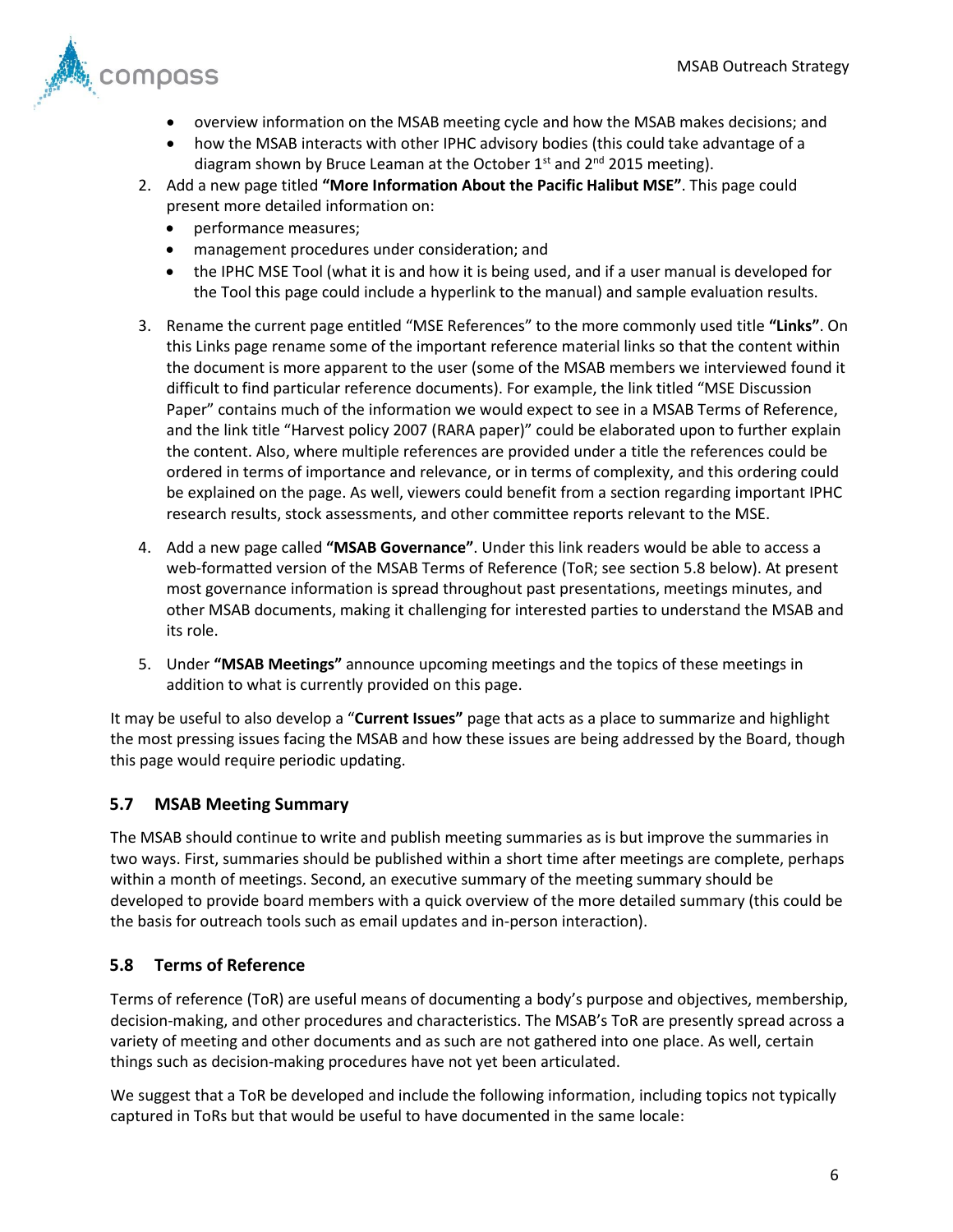- overview information on the MSAB meeting cycle and how the MSAB makes decisions; and
- how the MSAB interacts with other IPHC advisory bodies (this could take advantage of a diagram shown by Bruce Leaman at the October 1st and 2nd 2015 meeting).

2. Add a new page titled **"More Information About the Pacific Halibut MSE"**. This page could present more detailed information on:
   - performance measures;
   - management procedures under consideration; and
   - the IPHC MSE Tool (what it is and how it is being used, and if a user manual is developed for the Tool this page could include a hyperlink to the manual) and sample evaluation results.

3. Rename the current page entitled "MSE References" to the more commonly used title **"Links"**. On this Links page rename some of the important reference material links so that the content within the document is more apparent to the user (some of the MSAB members we interviewed found it difficult to find particular reference documents). For example, the link titled "MSE Discussion Paper" contains much of the information we would expect to see in a MSAB Terms of Reference, and the link title "Harvest policy 2007 (RARA paper)" could be elaborated upon to further explain the content. Also, where multiple references are provided under a title the references could be ordered in terms of importance and relevance, or in terms of complexity, and this ordering could be explained on the page. As well, viewers could benefit from a section regarding important IPHC research results, stock assessments, and other committee reports relevant to the MSE.

4. Add a new page called **"MSAB Governance"**. Under this link readers would be able to access a web-formatted version of the MSAB Terms of Reference (ToR; see section 5.8 below). At present most governance information is spread throughout past presentations, meetings minutes, and other MSAB documents, making it challenging for interested parties to understand the MSAB and its role.

5. Under **"MSAB Meetings"** announce upcoming meetings and the topics of these meetings in addition to what is currently provided on this page.

It may be useful to also develop a "**Current Issues"** page that acts as a place to summarize and highlight the most pressing issues facing the MSAB and how these issues are being addressed by the Board, though this page would require periodic updating.

### 5.7 MSAB Meeting Summary

The MSAB should continue to write and publish meeting summaries as is but improve the summaries in two ways. First, summaries should be published within a short time after meetings are complete, perhaps within a month of meetings. Second, an executive summary of the meeting summary should be developed to provide board members with a quick overview of the more detailed summary (this could be the basis for outreach tools such as email updates and in-person interaction).

### 5.8 Terms of Reference

Terms of reference (ToR) are useful means of documenting a body's purpose and objectives, membership, decision-making, and other procedures and characteristics. The MSAB's ToR are presently spread across a variety of meeting and other documents and as such are not gathered into one place. As well, certain things such as decision-making procedures have not yet been articulated.

We suggest that a ToR be developed and include the following information, including topics not typically captured in ToRs but that would be useful to have documented in the same locale: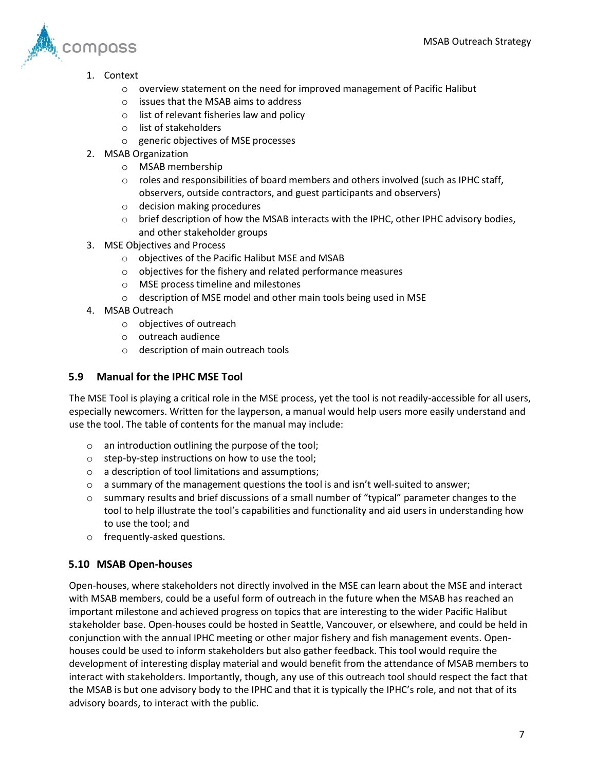1. Context
    - overview statement on the need for improved management of Pacific Halibut
    - issues that the MSAB aims to address
    - list of relevant fisheries law and policy
    - list of stakeholders
    - generic objectives of MSE processes
2. MSAB Organization
    - MSAB membership
    - roles and responsibilities of board members and others involved (such as IPHC staff, observers, outside contractors, and guest participants and observers)
    - decision making procedures
    - brief description of how the MSAB interacts with the IPHC, other IPHC advisory bodies, and other stakeholder groups
3. MSE Objectives and Process
    - objectives of the Pacific Halibut MSE and MSAB
    - objectives for the fishery and related performance measures
    - MSE process timeline and milestones
    - description of MSE model and other main tools being used in MSE
4. MSAB Outreach
    - objectives of outreach
    - outreach audience
    - description of main outreach tools

### 5.9 Manual for the IPHC MSE Tool

The MSE Tool is playing a critical role in the MSE process, yet the tool is not readily-accessible for all users, especially newcomers. Written for the layperson, a manual would help users more easily understand and use the tool. The table of contents for the manual may include:

- an introduction outlining the purpose of the tool;
- step-by-step instructions on how to use the tool;
- a description of tool limitations and assumptions;
- a summary of the management questions the tool is and isn't well-suited to answer;
- summary results and brief discussions of a small number of "typical" parameter changes to the tool to help illustrate the tool's capabilities and functionality and aid users in understanding how to use the tool; and
- frequently-asked questions.

### 5.10 MSAB Open-houses

Open-houses, where stakeholders not directly involved in the MSE can learn about the MSE and interact with MSAB members, could be a useful form of outreach in the future when the MSAB has reached an important milestone and achieved progress on topics that are interesting to the wider Pacific Halibut stakeholder base. Open-houses could be hosted in Seattle, Vancouver, or elsewhere, and could be held in conjunction with the annual IPHC meeting or other major fishery and fish management events. Open-houses could be used to inform stakeholders but also gather feedback. This tool would require the development of interesting display material and would benefit from the attendance of MSAB members to interact with stakeholders. Importantly, though, any use of this outreach tool should respect the fact that the MSAB is but one advisory body to the IPHC and that it is typically the IPHC's role, and not that of its advisory boards, to interact with the public.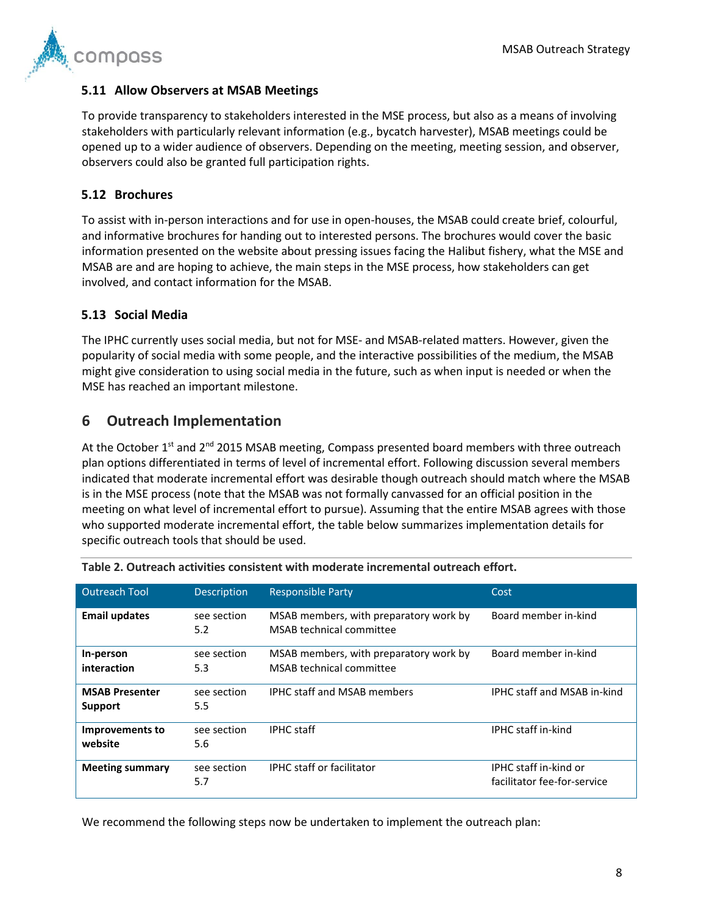### 5.11 Allow Observers at MSAB Meetings

To provide transparency to stakeholders interested in the MSE process, but also as a means of involving stakeholders with particularly relevant information (e.g., bycatch harvester), MSAB meetings could be opened up to a wider audience of observers. Depending on the meeting, meeting session, and observer, observers could also be granted full participation rights.

### 5.12 Brochures

To assist with in-person interactions and for use in open-houses, the MSAB could create brief, colourful, and informative brochures for handing out to interested persons. The brochures would cover the basic information presented on the website about pressing issues facing the Halibut fishery, what the MSE and MSAB are and are hoping to achieve, the main steps in the MSE process, how stakeholders can get involved, and contact information for the MSAB.

### 5.13 Social Media

The IPHC currently uses social media, but not for MSE- and MSAB-related matters. However, given the popularity of social media with some people, and the interactive possibilities of the medium, the MSAB might give consideration to using social media in the future, such as when input is needed or when the MSE has reached an important milestone.

## 6 Outreach Implementation

At the October 1st and 2nd 2015 MSAB meeting, Compass presented board members with three outreach plan options differentiated in terms of level of incremental effort. Following discussion several members indicated that moderate incremental effort was desirable though outreach should match where the MSAB is in the MSE process (note that the MSAB was not formally canvassed for an official position in the meeting on what level of incremental effort to pursue). Assuming that the entire MSAB agrees with those who supported moderate incremental effort, the table below summarizes implementation details for specific outreach tools that should be used.

**Table 2. Outreach activities consistent with moderate incremental outreach effort.**

| Outreach Tool | Description | Responsible Party | Cost |
|---|---|---|---|
| **Email updates** | see section 5.2 | MSAB members, with preparatory work by MSAB technical committee | Board member in-kind |
| **In-person interaction** | see section 5.3 | MSAB members, with preparatory work by MSAB technical committee | Board member in-kind |
| **MSAB Presenter Support** | see section 5.5 | IPHC staff and MSAB members | IPHC staff and MSAB in-kind |
| **Improvements to website** | see section 5.6 | IPHC staff | IPHC staff in-kind |
| **Meeting summary** | see section 5.7 | IPHC staff or facilitator | IPHC staff in-kind or facilitator fee-for-service |

We recommend the following steps now be undertaken to implement the outreach plan: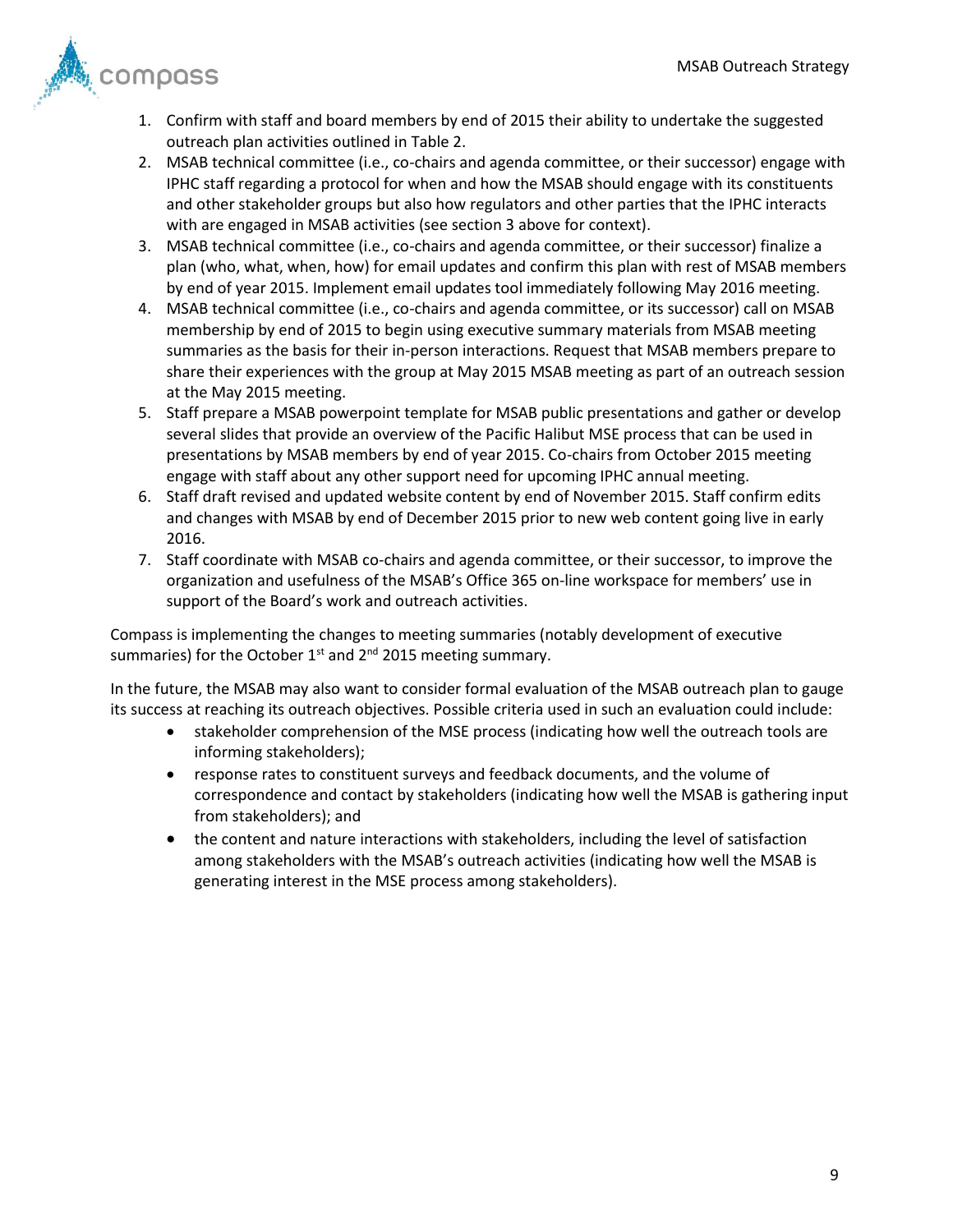1. Confirm with staff and board members by end of 2015 their ability to undertake the suggested outreach plan activities outlined in Table 2.
2. MSAB technical committee (i.e., co-chairs and agenda committee, or their successor) engage with IPHC staff regarding a protocol for when and how the MSAB should engage with its constituents and other stakeholder groups but also how regulators and other parties that the IPHC interacts with are engaged in MSAB activities (see section 3 above for context).
3. MSAB technical committee (i.e., co-chairs and agenda committee, or their successor) finalize a plan (who, what, when, how) for email updates and confirm this plan with rest of MSAB members by end of year 2015. Implement email updates tool immediately following May 2016 meeting.
4. MSAB technical committee (i.e., co-chairs and agenda committee, or its successor) call on MSAB membership by end of 2015 to begin using executive summary materials from MSAB meeting summaries as the basis for their in-person interactions. Request that MSAB members prepare to share their experiences with the group at May 2015 MSAB meeting as part of an outreach session at the May 2015 meeting.
5. Staff prepare a MSAB powerpoint template for MSAB public presentations and gather or develop several slides that provide an overview of the Pacific Halibut MSE process that can be used in presentations by MSAB members by end of year 2015. Co-chairs from October 2015 meeting engage with staff about any other support need for upcoming IPHC annual meeting.
6. Staff draft revised and updated website content by end of November 2015. Staff confirm edits and changes with MSAB by end of December 2015 prior to new web content going live in early 2016.
7. Staff coordinate with MSAB co-chairs and agenda committee, or their successor, to improve the organization and usefulness of the MSAB's Office 365 on-line workspace for members' use in support of the Board's work and outreach activities.

Compass is implementing the changes to meeting summaries (notably development of executive summaries) for the October 1st and 2nd 2015 meeting summary.

In the future, the MSAB may also want to consider formal evaluation of the MSAB outreach plan to gauge its success at reaching its outreach objectives. Possible criteria used in such an evaluation could include:

- stakeholder comprehension of the MSE process (indicating how well the outreach tools are informing stakeholders);
- response rates to constituent surveys and feedback documents, and the volume of correspondence and contact by stakeholders (indicating how well the MSAB is gathering input from stakeholders); and
- the content and nature interactions with stakeholders, including the level of satisfaction among stakeholders with the MSAB's outreach activities (indicating how well the MSAB is generating interest in the MSE process among stakeholders).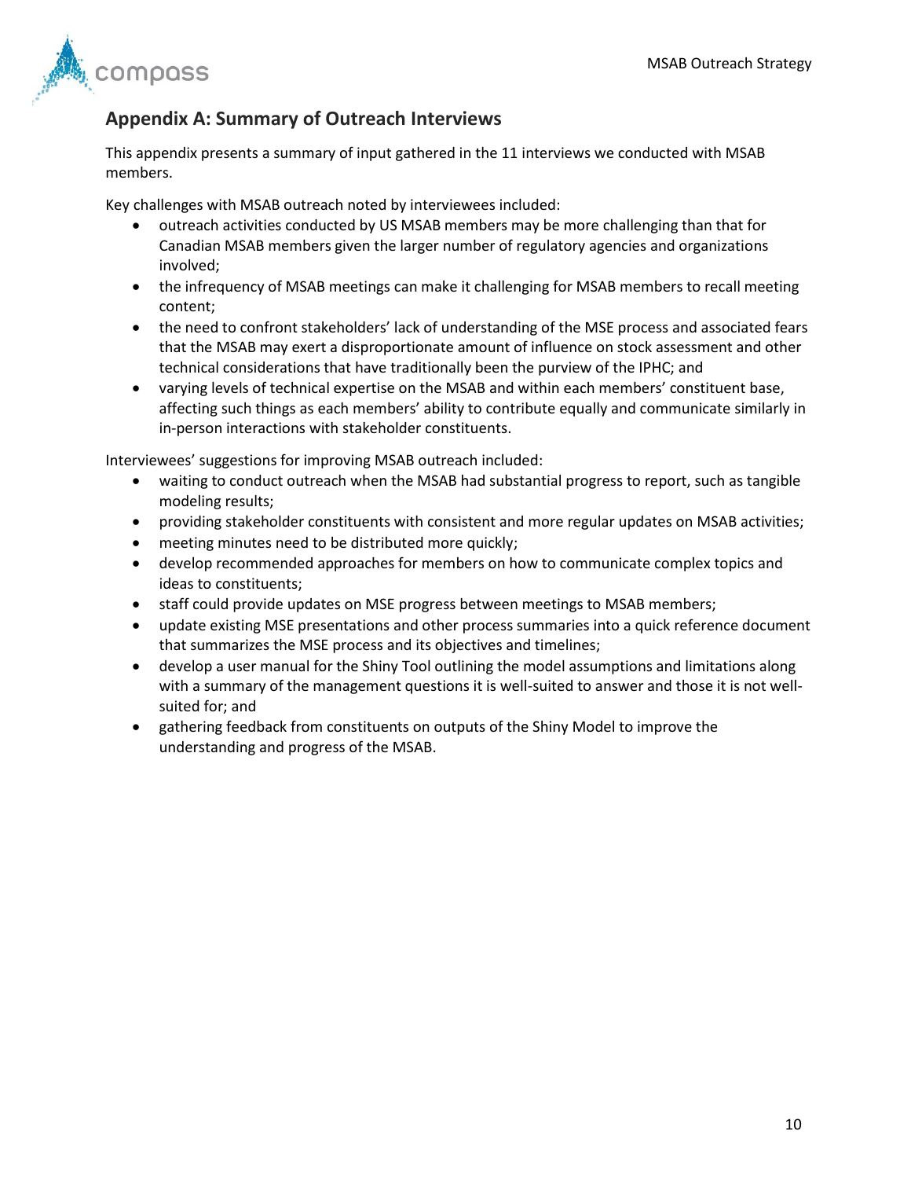## Appendix A: Summary of Outreach Interviews

This appendix presents a summary of input gathered in the 11 interviews we conducted with MSAB members.

Key challenges with MSAB outreach noted by interviewees included:

- outreach activities conducted by US MSAB members may be more challenging than that for Canadian MSAB members given the larger number of regulatory agencies and organizations involved;
- the infrequency of MSAB meetings can make it challenging for MSAB members to recall meeting content;
- the need to confront stakeholders' lack of understanding of the MSE process and associated fears that the MSAB may exert a disproportionate amount of influence on stock assessment and other technical considerations that have traditionally been the purview of the IPHC; and
- varying levels of technical expertise on the MSAB and within each members' constituent base, affecting such things as each members' ability to contribute equally and communicate similarly in in-person interactions with stakeholder constituents.

Interviewees' suggestions for improving MSAB outreach included:

- waiting to conduct outreach when the MSAB had substantial progress to report, such as tangible modeling results;
- providing stakeholder constituents with consistent and more regular updates on MSAB activities;
- meeting minutes need to be distributed more quickly;
- develop recommended approaches for members on how to communicate complex topics and ideas to constituents;
- staff could provide updates on MSE progress between meetings to MSAB members;
- update existing MSE presentations and other process summaries into a quick reference document that summarizes the MSE process and its objectives and timelines;
- develop a user manual for the Shiny Tool outlining the model assumptions and limitations along with a summary of the management questions it is well-suited to answer and those it is not well-suited for; and
- gathering feedback from constituents on outputs of the Shiny Model to improve the understanding and progress of the MSAB.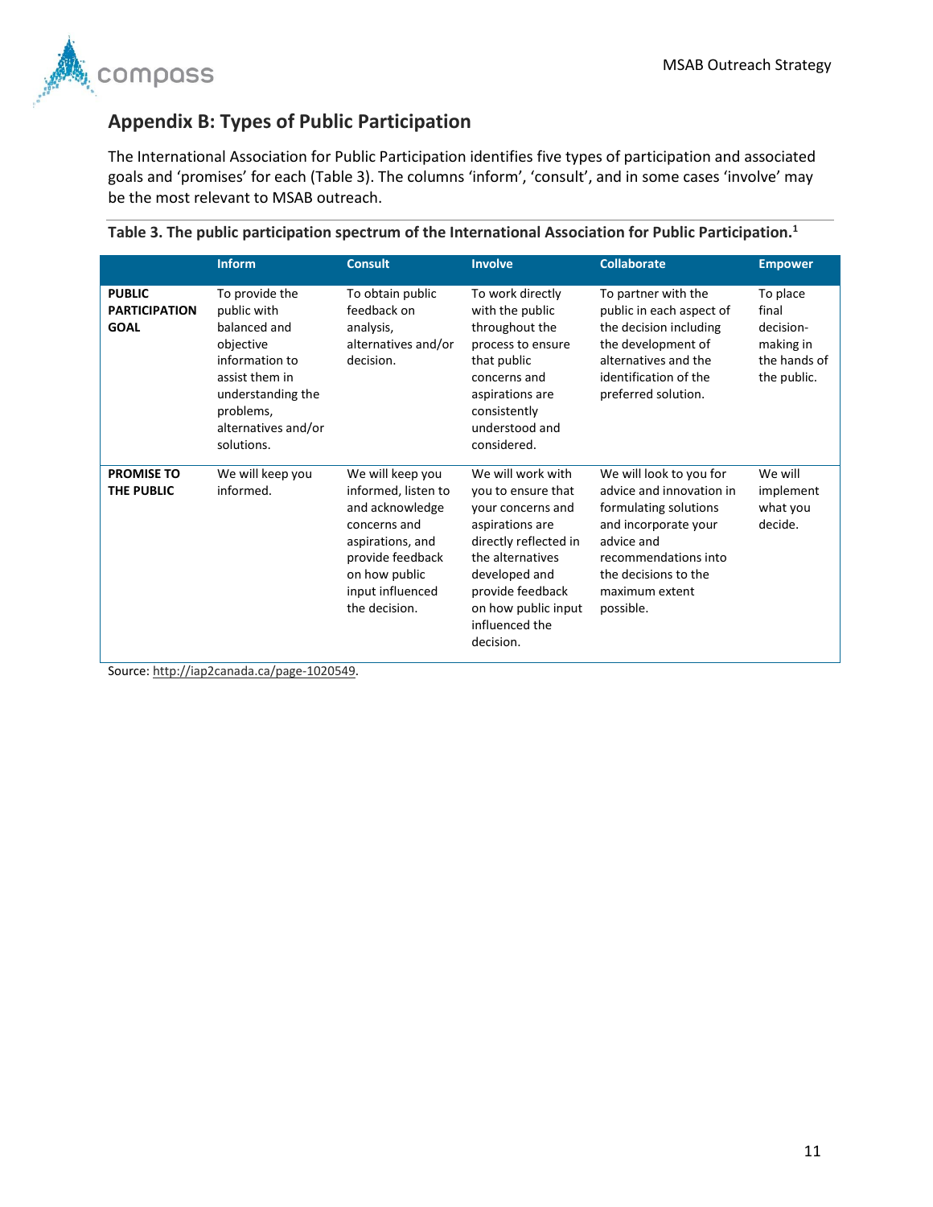## Appendix B: Types of Public Participation

The International Association for Public Participation identifies five types of participation and associated goals and 'promises' for each (Table 3). The columns 'inform', 'consult', and in some cases 'involve' may be the most relevant to MSAB outreach.

**Table 3. The public participation spectrum of the International Association for Public Participation.[1]**

| | Inform | Consult | Involve | Collaborate | Empower |
|---|---|---|---|---|---|
| **PUBLIC PARTICIPATION GOAL** | To provide the public with balanced and objective information to assist them in understanding the problems, alternatives and/or solutions. | To obtain public feedback on analysis, alternatives and/or decision. | To work directly with the public throughout the process to ensure that public concerns and aspirations are consistently understood and considered. | To partner with the public in each aspect of the decision including the development of alternatives and the identification of the preferred solution. | To place final decision-making in the hands of the public. |
| **PROMISE TO THE PUBLIC** | We will keep you informed. | We will keep you informed, listen to and acknowledge concerns and aspirations, and provide feedback on how public input influenced the decision. | We will work with you to ensure that your concerns and aspirations are directly reflected in the alternatives developed and provide feedback on how public input influenced the decision. | We will look to you for advice and innovation in formulating solutions and incorporate your advice and recommendations into the decisions to the maximum extent possible. | We will implement what you decide. |

Source: http://iap2canada.ca/page-1020549.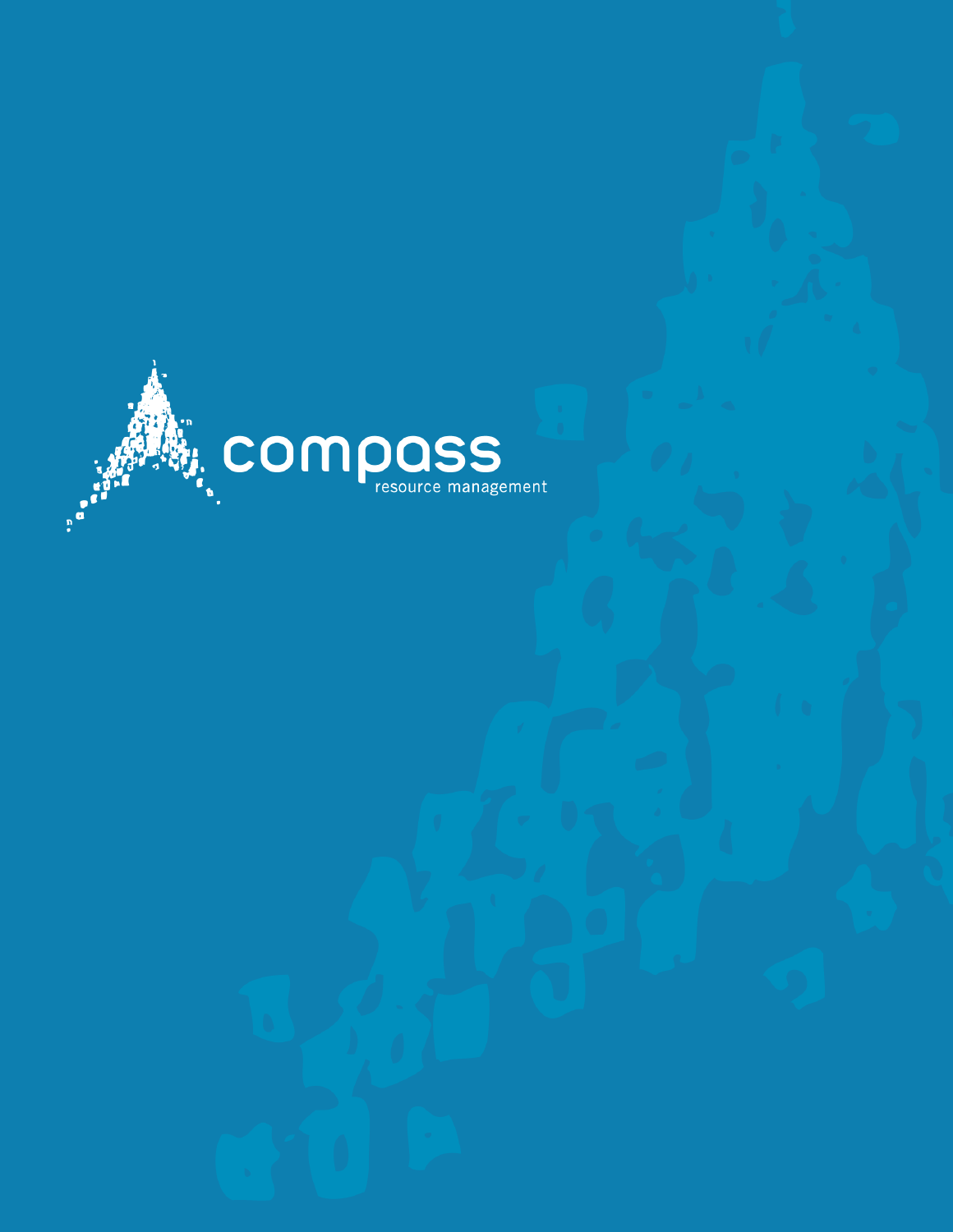compass

resource management